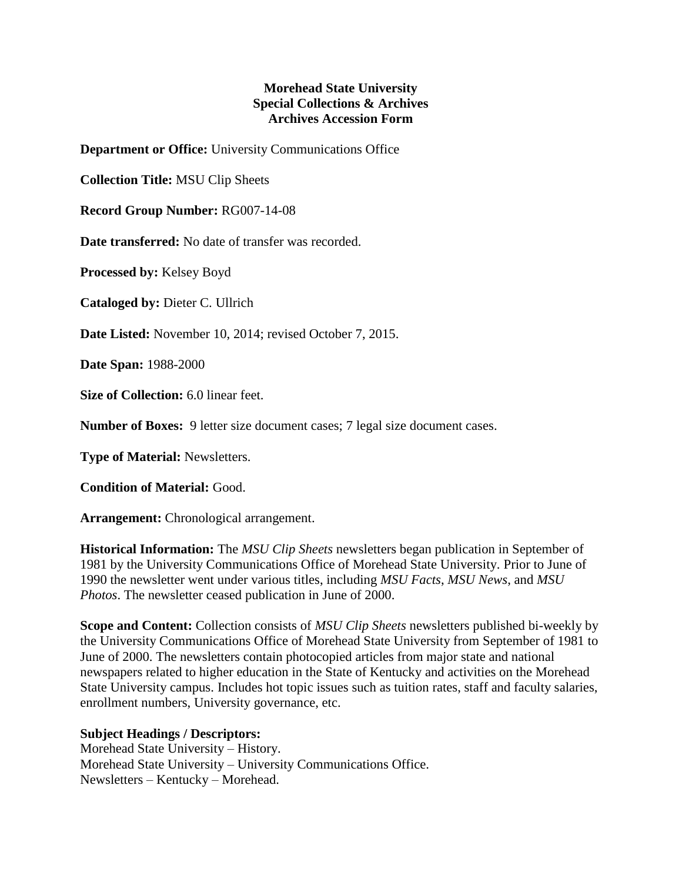**Morehead State University**
**Special Collections & Archives**
**Archives Accession Form**

**Department or Office:** University Communications Office

**Collection Title:** MSU Clip Sheets

**Record Group Number:** RG007-14-08

**Date transferred:** No date of transfer was recorded.

**Processed by:** Kelsey Boyd

**Cataloged by:** Dieter C. Ullrich

**Date Listed:** November 10, 2014; revised October 7, 2015.

**Date Span:** 1988-2000

**Size of Collection:** 6.0 linear feet.

**Number of Boxes:** 9 letter size document cases; 7 legal size document cases.

**Type of Material:** Newsletters.

**Condition of Material:** Good.

**Arrangement:** Chronological arrangement.

**Historical Information:** The *MSU Clip Sheets* newsletters began publication in September of 1981 by the University Communications Office of Morehead State University. Prior to June of 1990 the newsletter went under various titles, including *MSU Facts*, *MSU News*, and *MSU Photos*. The newsletter ceased publication in June of 2000.

**Scope and Content:** Collection consists of *MSU Clip Sheets* newsletters published bi-weekly by the University Communications Office of Morehead State University from September of 1981 to June of 2000. The newsletters contain photocopied articles from major state and national newspapers related to higher education in the State of Kentucky and activities on the Morehead State University campus. Includes hot topic issues such as tuition rates, staff and faculty salaries, enrollment numbers, University governance, etc.

**Subject Headings / Descriptors:**
Morehead State University – History.
Morehead State University – University Communications Office.
Newsletters – Kentucky – Morehead.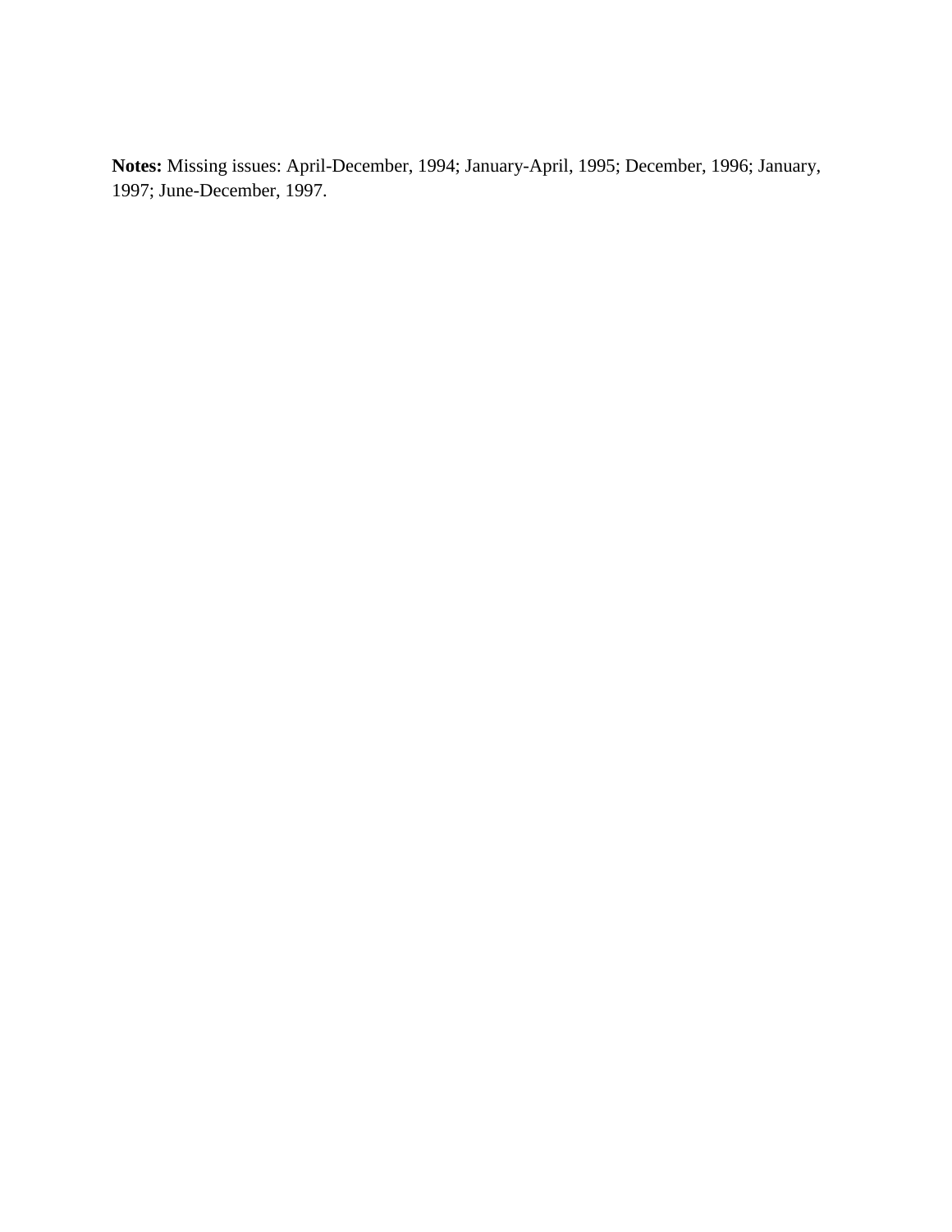**Notes:** Missing issues: April-December, 1994; January-April, 1995; December, 1996; January, 1997; June-December, 1997.